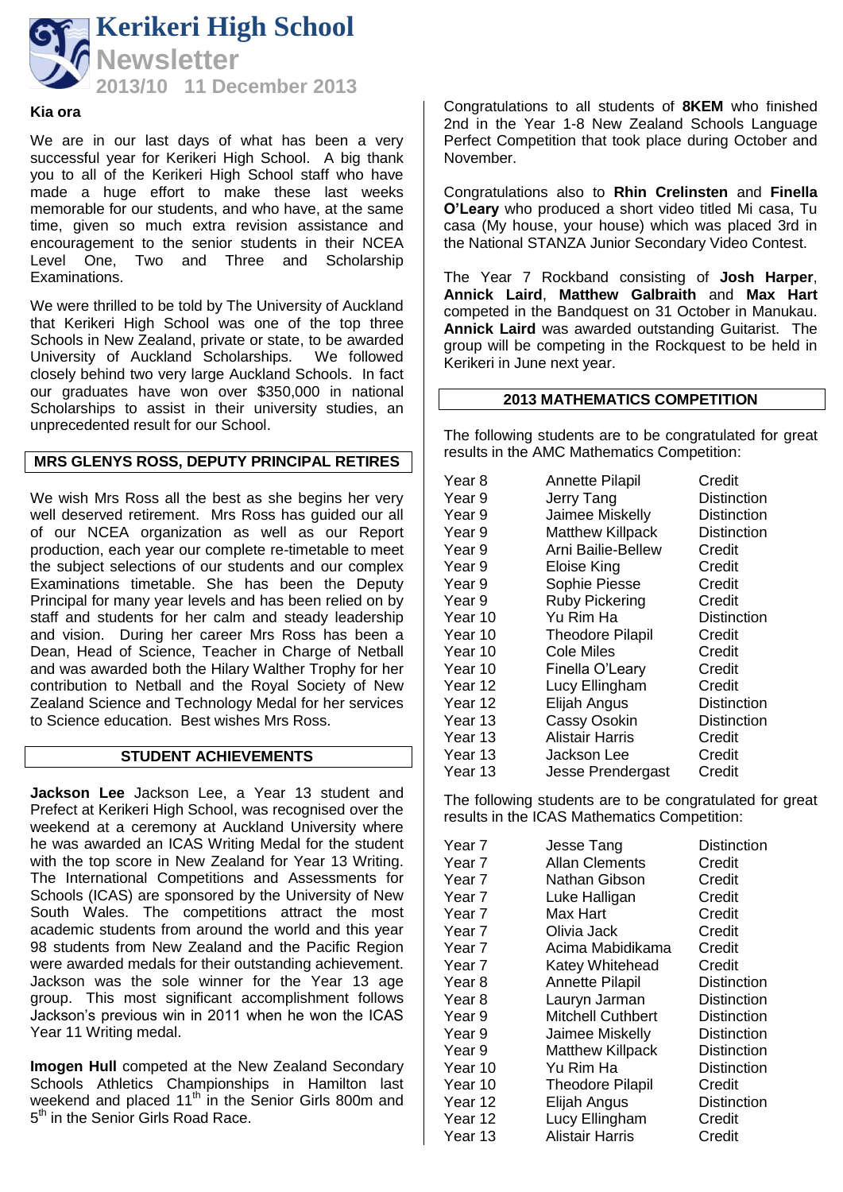# Kerikeri High School Newsletter

## 2013/10 11 December 2013

**Kia ora**

We are in our last days of what has been a very successful year for Kerikeri High School. A big thank you to all of the Kerikeri High School staff who have made a huge effort to make these last weeks memorable for our students, and who have, at the same time, given so much extra revision assistance and encouragement to the senior students in their NCEA Level One, Two and Three and Scholarship Examinations.

We were thrilled to be told by The University of Auckland that Kerikeri High School was one of the top three Schools in New Zealand, private or state, to be awarded University of Auckland Scholarships. We followed closely behind two very large Auckland Schools. In fact our graduates have won over $350,000 in national Scholarships to assist in their university studies, an unprecedented result for our School.

## MRS GLENYS ROSS, DEPUTY PRINCIPAL RETIRES

We wish Mrs Ross all the best as she begins her very well deserved retirement. Mrs Ross has guided our all of our NCEA organization as well as our Report production, each year our complete re-timetable to meet the subject selections of our students and our complex Examinations timetable. She has been the Deputy Principal for many year levels and has been relied on by staff and students for her calm and steady leadership and vision. During her career Mrs Ross has been a Dean, Head of Science, Teacher in Charge of Netball and was awarded both the Hilary Walther Trophy for her contribution to Netball and the Royal Society of New Zealand Science and Technology Medal for her services to Science education. Best wishes Mrs Ross.

## STUDENT ACHIEVEMENTS

**Jackson Lee** Jackson Lee, a Year 13 student and Prefect at Kerikeri High School, was recognised over the weekend at a ceremony at Auckland University where he was awarded an ICAS Writing Medal for the student with the top score in New Zealand for Year 13 Writing. The International Competitions and Assessments for Schools (ICAS) are sponsored by the University of New South Wales. The competitions attract the most academic students from around the world and this year 98 students from New Zealand and the Pacific Region were awarded medals for their outstanding achievement. Jackson was the sole winner for the Year 13 age group. This most significant accomplishment follows Jackson's previous win in 2011 when he won the ICAS Year 11 Writing medal.

**Imogen Hull** competed at the New Zealand Secondary Schools Athletics Championships in Hamilton last weekend and placed 11th in the Senior Girls 800m and 5th in the Senior Girls Road Race.

Congratulations to all students of **8KEM** who finished 2nd in the Year 1-8 New Zealand Schools Language Perfect Competition that took place during October and November.

Congratulations also to **Rhin Crelinsten** and **Finella O'Leary** who produced a short video titled Mi casa, Tu casa (My house, your house) which was placed 3rd in the National STANZA Junior Secondary Video Contest.

The Year 7 Rockband consisting of **Josh Harper**, **Annick Laird**, **Matthew Galbraith** and **Max Hart** competed in the Bandquest on 31 October in Manukau. **Annick Laird** was awarded outstanding Guitarist. The group will be competing in the Rockquest to be held in Kerikeri in June next year.

## 2013 MATHEMATICS COMPETITION

The following students are to be congratulated for great results in the AMC Mathematics Competition:

| | | |
|---|---|---|
| Year 8 | Annette Pilapil | Credit |
| Year 9 | Jerry Tang | Distinction |
| Year 9 | Jaimee Miskelly | Distinction |
| Year 9 | Matthew Killpack | Distinction |
| Year 9 | Arni Bailie-Bellew | Credit |
| Year 9 | Eloise King | Credit |
| Year 9 | Sophie Piesse | Credit |
| Year 9 | Ruby Pickering | Credit |
| Year 10 | Yu Rim Ha | Distinction |
| Year 10 | Theodore Pilapil | Credit |
| Year 10 | Cole Miles | Credit |
| Year 10 | Finella O'Leary | Credit |
| Year 12 | Lucy Ellingham | Credit |
| Year 12 | Elijah Angus | Distinction |
| Year 13 | Cassy Osokin | Distinction |
| Year 13 | Alistair Harris | Credit |
| Year 13 | Jackson Lee | Credit |
| Year 13 | Jesse Prendergast | Credit |

The following students are to be congratulated for great results in the ICAS Mathematics Competition:

| | | |
|---|---|---|
| Year 7 | Jesse Tang | Distinction |
| Year 7 | Allan Clements | Credit |
| Year 7 | Nathan Gibson | Credit |
| Year 7 | Luke Halligan | Credit |
| Year 7 | Max Hart | Credit |
| Year 7 | Olivia Jack | Credit |
| Year 7 | Acima Mabidikama | Credit |
| Year 7 | Katey Whitehead | Credit |
| Year 8 | Annette Pilapil | Distinction |
| Year 8 | Lauryn Jarman | Distinction |
| Year 9 | Mitchell Cuthbert | Distinction |
| Year 9 | Jaimee Miskelly | Distinction |
| Year 9 | Matthew Killpack | Distinction |
| Year 10 | Yu Rim Ha | Distinction |
| Year 10 | Theodore Pilapil | Credit |
| Year 12 | Elijah Angus | Distinction |
| Year 12 | Lucy Ellingham | Credit |
| Year 13 | Alistair Harris | Credit |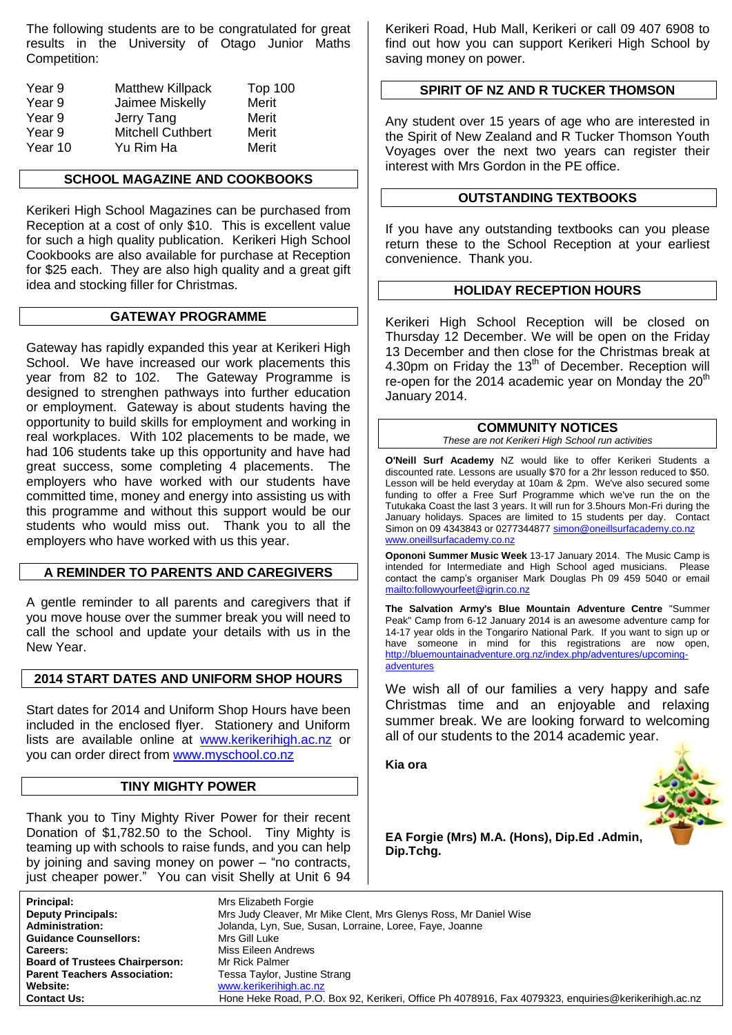The following students are to be congratulated for great results in the University of Otago Junior Maths Competition:

| | | |
|---|---|---|
| Year 9 | Matthew Killpack | Top 100 |
| Year 9 | Jaimee Miskelly | Merit |
| Year 9 | Jerry Tang | Merit |
| Year 9 | Mitchell Cuthbert | Merit |
| Year 10 | Yu Rim Ha | Merit |

## SCHOOL MAGAZINE AND COOKBOOKS

Kerikeri High School Magazines can be purchased from Reception at a cost of only $10. This is excellent value for such a high quality publication. Kerikeri High School Cookbooks are also available for purchase at Reception for $25 each. They are also high quality and a great gift idea and stocking filler for Christmas.

## GATEWAY PROGRAMME

Gateway has rapidly expanded this year at Kerikeri High School. We have increased our work placements this year from 82 to 102. The Gateway Programme is designed to strenghen pathways into further education or employment. Gateway is about students having the opportunity to build skills for employment and working in real workplaces. With 102 placements to be made, we had 106 students take up this opportunity and have had great success, some completing 4 placements. The employers who have worked with our students have committed time, money and energy into assisting us with this programme and without this support would be our students who would miss out. Thank you to all the employers who have worked with us this year.

## A REMINDER TO PARENTS AND CAREGIVERS

A gentle reminder to all parents and caregivers that if you move house over the summer break you will need to call the school and update your details with us in the New Year.

## 2014 START DATES AND UNIFORM SHOP HOURS

Start dates for 2014 and Uniform Shop Hours have been included in the enclosed flyer. Stationery and Uniform lists are available online at www.kerikerihigh.ac.nz or you can order direct from www.myschool.co.nz

## TINY MIGHTY POWER

Thank you to Tiny Mighty River Power for their recent Donation of $1,782.50 to the School. Tiny Mighty is teaming up with schools to raise funds, and you can help by joining and saving money on power – "no contracts, just cheaper power." You can visit Shelly at Unit 6 94 Kerikeri Road, Hub Mall, Kerikeri or call 09 407 6908 to find out how you can support Kerikeri High School by saving money on power.

## SPIRIT OF NZ AND R TUCKER THOMSON

Any student over 15 years of age who are interested in the Spirit of New Zealand and R Tucker Thomson Youth Voyages over the next two years can register their interest with Mrs Gordon in the PE office.

## OUTSTANDING TEXTBOOKS

If you have any outstanding textbooks can you please return these to the School Reception at your earliest convenience. Thank you.

## HOLIDAY RECEPTION HOURS

Kerikeri High School Reception will be closed on Thursday 12 December. We will be open on the Friday 13 December and then close for the Christmas break at 4.30pm on Friday the 13th of December. Reception will re-open for the 2014 academic year on Monday the 20th January 2014.

## COMMUNITY NOTICES

*These are not Kerikeri High School run activities*

**O'Neill Surf Academy** NZ would like to offer Kerikeri Students a discounted rate. Lessons are usually $70 for a 2hr lesson reduced to $50. Lesson will be held everyday at 10am & 2pm. We've also secured some funding to offer a Free Surf Programme which we've run the on the Tutukaka Coast the last 3 years. It will run for 3.5hours Mon-Fri during the January holidays. Spaces are limited to 15 students per day. Contact Simon on 09 4343843 or 0277344877 simon@oneillsurfacademy.co.nz www.oneillsurfacademy.co.nz

**Opononi Summer Music Week** 13-17 January 2014. The Music Camp is intended for Intermediate and High School aged musicians. Please contact the camp's organiser Mark Douglas Ph 09 459 5040 or email mailto:followyourfeet@igrin.co.nz

**The Salvation Army's Blue Mountain Adventure Centre** "Summer Peak" Camp from 6-12 January 2014 is an awesome adventure camp for 14-17 year olds in the Tongariro National Park. If you want to sign up or have someone in mind for this registrations are now open, http://bluemountainadventure.org.nz/index.php/adventures/upcoming-adventures

We wish all of our families a very happy and safe Christmas time and an enjoyable and relaxing summer break. We are looking forward to welcoming all of our students to the 2014 academic year.

**Kia ora**

**EA Forgie (Mrs) M.A. (Hons), Dip.Ed .Admin, Dip.Tchg.**

| | |
|---|---|
| **Principal:** | Mrs Elizabeth Forgie |
| **Deputy Principals:** | Mrs Judy Cleaver, Mr Mike Clent, Mrs Glenys Ross, Mr Daniel Wise |
| **Administration:** | Jolanda, Lyn, Sue, Susan, Lorraine, Loree, Faye, Joanne |
| **Guidance Counsellors:** | Mrs Gill Luke |
| **Careers:** | Miss Eileen Andrews |
| **Board of Trustees Chairperson:** | Mr Rick Palmer |
| **Parent Teachers Association:** | Tessa Taylor, Justine Strang |
| **Website:** | www.kerikerihigh.ac.nz |
| **Contact Us:** | Hone Heke Road, P.O. Box 92, Kerikeri, Office Ph 4078916, Fax 4079323, enquiries@kerikerihigh.ac.nz |